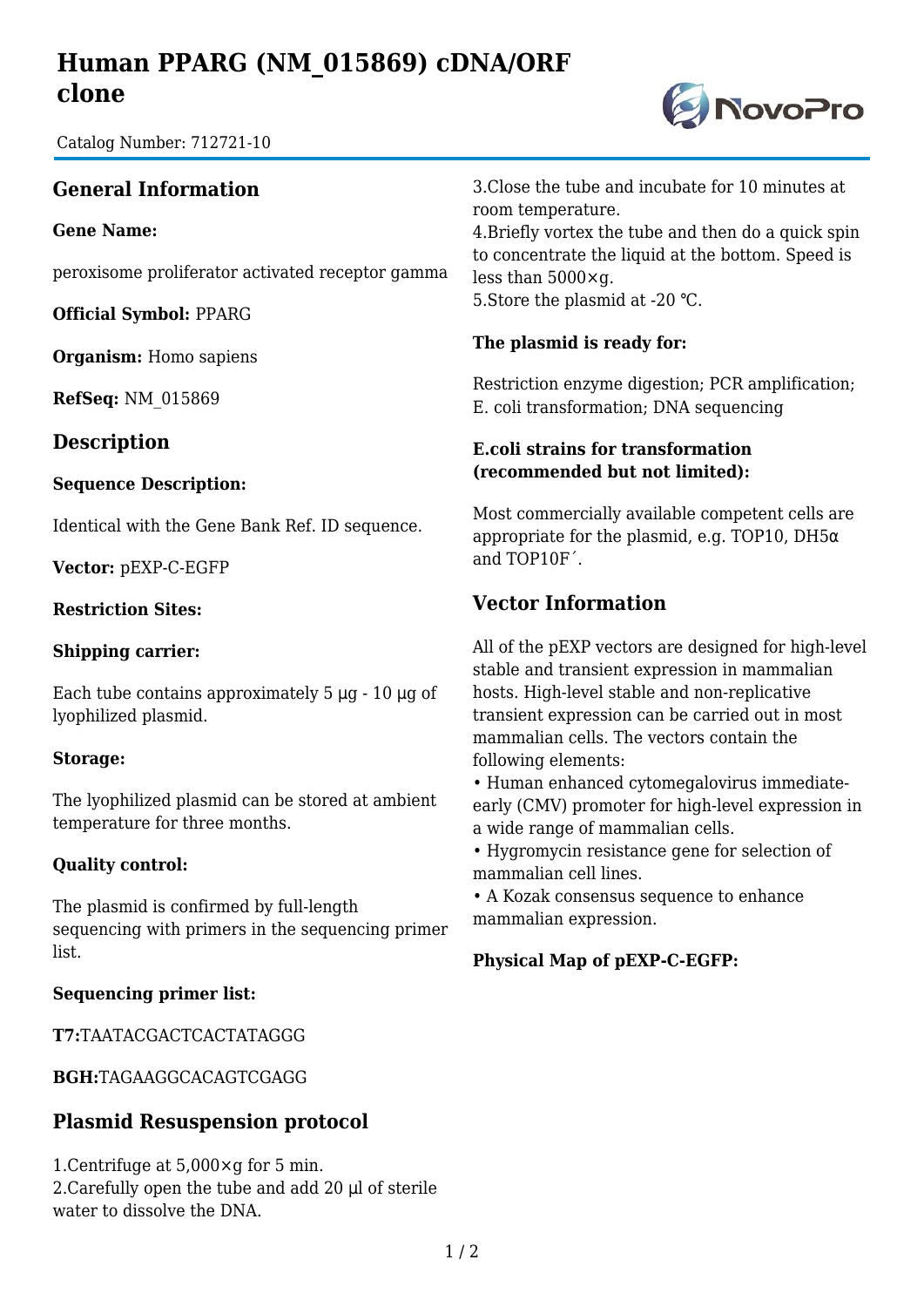# Human PPARG (NM_015869) cDNA/ORF clone

Catalog Number: 712721-10

## General Information

**Gene Name:**

peroxisome proliferator activated receptor gamma

**Official Symbol:** PPARG

**Organism:** Homo sapiens

**RefSeq:** NM_015869

## Description

**Sequence Description:**

Identical with the Gene Bank Ref. ID sequence.

**Vector:** pEXP-C-EGFP

**Restriction Sites:**

**Shipping carrier:**

Each tube contains approximately 5 μg - 10 μg of lyophilized plasmid.

**Storage:**

The lyophilized plasmid can be stored at ambient temperature for three months.

**Quality control:**

The plasmid is confirmed by full-length sequencing with primers in the sequencing primer list.

**Sequencing primer list:**

**T7:**TAATACGACTCACTATAGGG

**BGH:**TAGAAGGCACAGTCGAGG

## Plasmid Resuspension protocol

1.Centrifuge at 5,000×g for 5 min.
2.Carefully open the tube and add 20 μl of sterile water to dissolve the DNA.
3.Close the tube and incubate for 10 minutes at room temperature.
4.Briefly vortex the tube and then do a quick spin to concentrate the liquid at the bottom. Speed is less than 5000×g.
5.Store the plasmid at -20 ℃.

**The plasmid is ready for:**

Restriction enzyme digestion; PCR amplification; E. coli transformation; DNA sequencing

**E.coli strains for transformation (recommended but not limited):**

Most commercially available competent cells are appropriate for the plasmid, e.g. TOP10, DH5α and TOP10F´.

## Vector Information

All of the pEXP vectors are designed for high-level stable and transient expression in mammalian hosts. High-level stable and non-replicative transient expression can be carried out in most mammalian cells. The vectors contain the following elements:

- Human enhanced cytomegalovirus immediate-early (CMV) promoter for high-level expression in a wide range of mammalian cells.
- Hygromycin resistance gene for selection of mammalian cell lines.
- A Kozak consensus sequence to enhance mammalian expression.

**Physical Map of pEXP-C-EGFP:**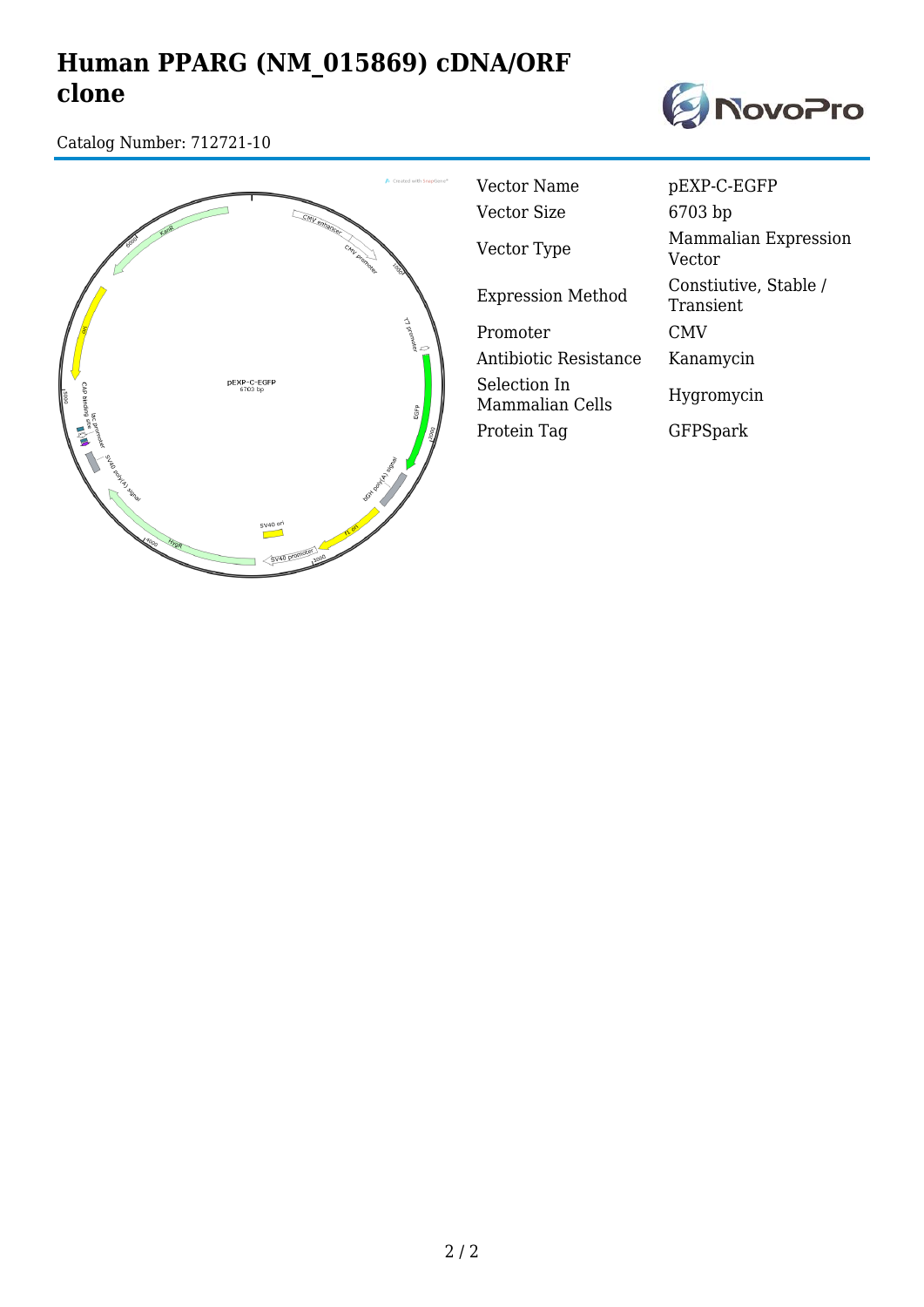# Human PPARG (NM_015869) cDNA/ORF clone

Catalog Number: 712721-10

pEXP-C-EGFP
6703 bp

Created with SnapGene®

CMV enhancer
CMV promoter
1000
T7 promoter
EGFP
2000
bGH poly(A) signal
f1 ori
SV40 ori
SV40 promoter
3000
HygR
4000
SV40 poly(A) signal
lac promoter
CAP binding site
5000
ori
6000
KanR

| | |
|---|---|
| Vector Name | pEXP-C-EGFP |
| Vector Size | 6703 bp |
| Vector Type | Mammalian Expression Vector |
| Expression Method | Constiutive, Stable / Transient |
| Promoter | CMV |
| Antibiotic Resistance | Kanamycin |
| Selection In Mammalian Cells | Hygromycin |
| Protein Tag | GFPSpark |